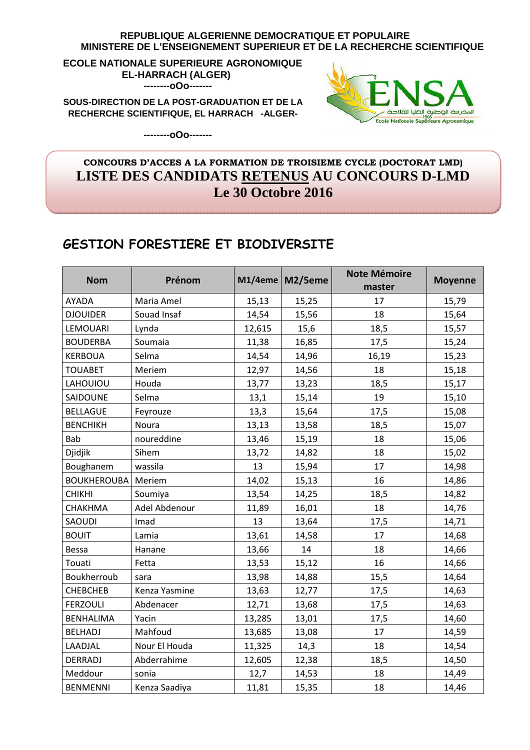REPUBLIQUE ALGERIENNE DEMOCRATIQUE ET POPULAIRE
MINISTERE DE L'ENSEIGNEMENT SUPERIEUR ET DE LA RECHERCHE SCIENTIFIQUE

**ECOLE NATIONALE SUPERIEURE AGRONOMIQUE**
**EL-HARRACH (ALGER)**
--------oOo-------

**SOUS-DIRECTION DE LA POST-GRADUATION ET DE LA RECHERCHE SCIENTIFIQUE, EL HARRACH -ALGER-**

--------oOo-------

**CONCOURS D'ACCES A LA FORMATION DE TROISIEME CYCLE (DOCTORAT LMD)**

# LISTE DES CANDIDATS RETENUS AU CONCOURS D-LMD
# Le 30 Octobre 2016

## GESTION FORESTIERE ET BIODIVERSITE

| Nom | Prénom | M1/4eme | M2/5eme | Note Mémoire master | Moyenne |
|---|---|---|---|---|---|
| AYADA | Maria Amel | 15,13 | 15,25 | 17 | 15,79 |
| DJOUIDER | Souad Insaf | 14,54 | 15,56 | 18 | 15,64 |
| LEMOUARI | Lynda | 12,615 | 15,6 | 18,5 | 15,57 |
| BOUDERBA | Soumaia | 11,38 | 16,85 | 17,5 | 15,24 |
| KERBOUA | Selma | 14,54 | 14,96 | 16,19 | 15,23 |
| TOUABET | Meriem | 12,97 | 14,56 | 18 | 15,18 |
| LAHOUIOU | Houda | 13,77 | 13,23 | 18,5 | 15,17 |
| SAIDOUNE | Selma | 13,1 | 15,14 | 19 | 15,10 |
| BELLAGUE | Feyrouze | 13,3 | 15,64 | 17,5 | 15,08 |
| BENCHIKH | Noura | 13,13 | 13,58 | 18,5 | 15,07 |
| Bab | noureddine | 13,46 | 15,19 | 18 | 15,06 |
| Djidjik | Sihem | 13,72 | 14,82 | 18 | 15,02 |
| Boughanem | wassila | 13 | 15,94 | 17 | 14,98 |
| BOUKHEROUBA | Meriem | 14,02 | 15,13 | 16 | 14,86 |
| CHIKHI | Soumiya | 13,54 | 14,25 | 18,5 | 14,82 |
| CHAKHMA | Adel Abdenour | 11,89 | 16,01 | 18 | 14,76 |
| SAOUDI | Imad | 13 | 13,64 | 17,5 | 14,71 |
| BOUIT | Lamia | 13,61 | 14,58 | 17 | 14,68 |
| Bessa | Hanane | 13,66 | 14 | 18 | 14,66 |
| Touati | Fetta | 13,53 | 15,12 | 16 | 14,66 |
| Boukherroub | sara | 13,98 | 14,88 | 15,5 | 14,64 |
| CHEBCHEB | Kenza Yasmine | 13,63 | 12,77 | 17,5 | 14,63 |
| FERZOULI | Abdenacer | 12,71 | 13,68 | 17,5 | 14,63 |
| BENHALIMA | Yacin | 13,285 | 13,01 | 17,5 | 14,60 |
| BELHADJ | Mahfoud | 13,685 | 13,08 | 17 | 14,59 |
| LAADJAL | Nour El Houda | 11,325 | 14,3 | 18 | 14,54 |
| DERRADJ | Abderrahime | 12,605 | 12,38 | 18,5 | 14,50 |
| Meddour | sonia | 12,7 | 14,53 | 18 | 14,49 |
| BENMENNI | Kenza Saadiya | 11,81 | 15,35 | 18 | 14,46 |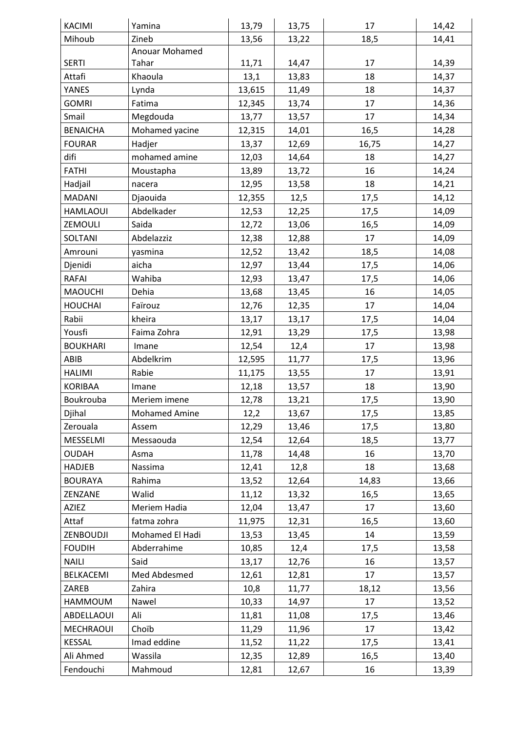| KACIMI | Yamina | 13,79 | 13,75 | 17 | 14,42 |
|---|---|---|---|---|---|
| Mihoub | Zineb | 13,56 | 13,22 | 18,5 | 14,41 |
| SERTI | Anouar Mohamed Tahar | 11,71 | 14,47 | 17 | 14,39 |
| Attafi | Khaoula | 13,1 | 13,83 | 18 | 14,37 |
| YANES | Lynda | 13,615 | 11,49 | 18 | 14,37 |
| GOMRI | Fatima | 12,345 | 13,74 | 17 | 14,36 |
| Smail | Megdouda | 13,77 | 13,57 | 17 | 14,34 |
| BENAICHA | Mohamed yacine | 12,315 | 14,01 | 16,5 | 14,28 |
| FOURAR | Hadjer | 13,37 | 12,69 | 16,75 | 14,27 |
| difi | mohamed amine | 12,03 | 14,64 | 18 | 14,27 |
| FATHI | Moustapha | 13,89 | 13,72 | 16 | 14,24 |
| Hadjail | nacera | 12,95 | 13,58 | 18 | 14,21 |
| MADANI | Djaouida | 12,355 | 12,5 | 17,5 | 14,12 |
| HAMLAOUI | Abdelkader | 12,53 | 12,25 | 17,5 | 14,09 |
| ZEMOULI | Saida | 12,72 | 13,06 | 16,5 | 14,09 |
| SOLTANI | Abdelazziz | 12,38 | 12,88 | 17 | 14,09 |
| Amrouni | yasmina | 12,52 | 13,42 | 18,5 | 14,08 |
| Djenidi | aicha | 12,97 | 13,44 | 17,5 | 14,06 |
| RAFAI | Wahiba | 12,93 | 13,47 | 17,5 | 14,06 |
| MAOUCHI | Dehia | 13,68 | 13,45 | 16 | 14,05 |
| HOUCHAI | Faïrouz | 12,76 | 12,35 | 17 | 14,04 |
| Rabii | kheira | 13,17 | 13,17 | 17,5 | 14,04 |
| Yousfi | Faima Zohra | 12,91 | 13,29 | 17,5 | 13,98 |
| BOUKHARI | Imane | 12,54 | 12,4 | 17 | 13,98 |
| ABIB | Abdelkrim | 12,595 | 11,77 | 17,5 | 13,96 |
| HALIMI | Rabie | 11,175 | 13,55 | 17 | 13,91 |
| KORIBAA | Imane | 12,18 | 13,57 | 18 | 13,90 |
| Boukrouba | Meriem imene | 12,78 | 13,21 | 17,5 | 13,90 |
| Djihal | Mohamed Amine | 12,2 | 13,67 | 17,5 | 13,85 |
| Zerouala | Assem | 12,29 | 13,46 | 17,5 | 13,80 |
| MESSELMI | Messaouda | 12,54 | 12,64 | 18,5 | 13,77 |
| OUDAH | Asma | 11,78 | 14,48 | 16 | 13,70 |
| HADJEB | Nassima | 12,41 | 12,8 | 18 | 13,68 |
| BOURAYA | Rahima | 13,52 | 12,64 | 14,83 | 13,66 |
| ZENZANE | Walid | 11,12 | 13,32 | 16,5 | 13,65 |
| AZIEZ | Meriem Hadia | 12,04 | 13,47 | 17 | 13,60 |
| Attaf | fatma zohra | 11,975 | 12,31 | 16,5 | 13,60 |
| ZENBOUDJI | Mohamed El Hadi | 13,53 | 13,45 | 14 | 13,59 |
| FOUDIH | Abderrahime | 10,85 | 12,4 | 17,5 | 13,58 |
| NAILI | Said | 13,17 | 12,76 | 16 | 13,57 |
| BELKACEMI | Med Abdesmed | 12,61 | 12,81 | 17 | 13,57 |
| ZAREB | Zahira | 10,8 | 11,77 | 18,12 | 13,56 |
| HAMMOUM | Nawel | 10,33 | 14,97 | 17 | 13,52 |
| ABDELLAOUI | Ali | 11,81 | 11,08 | 17,5 | 13,46 |
| MECHRAOUI | Choïb | 11,29 | 11,96 | 17 | 13,42 |
| KESSAL | Imad eddine | 11,52 | 11,22 | 17,5 | 13,41 |
| Ali Ahmed | Wassila | 12,35 | 12,89 | 16,5 | 13,40 |
| Fendouchi | Mahmoud | 12,81 | 12,67 | 16 | 13,39 |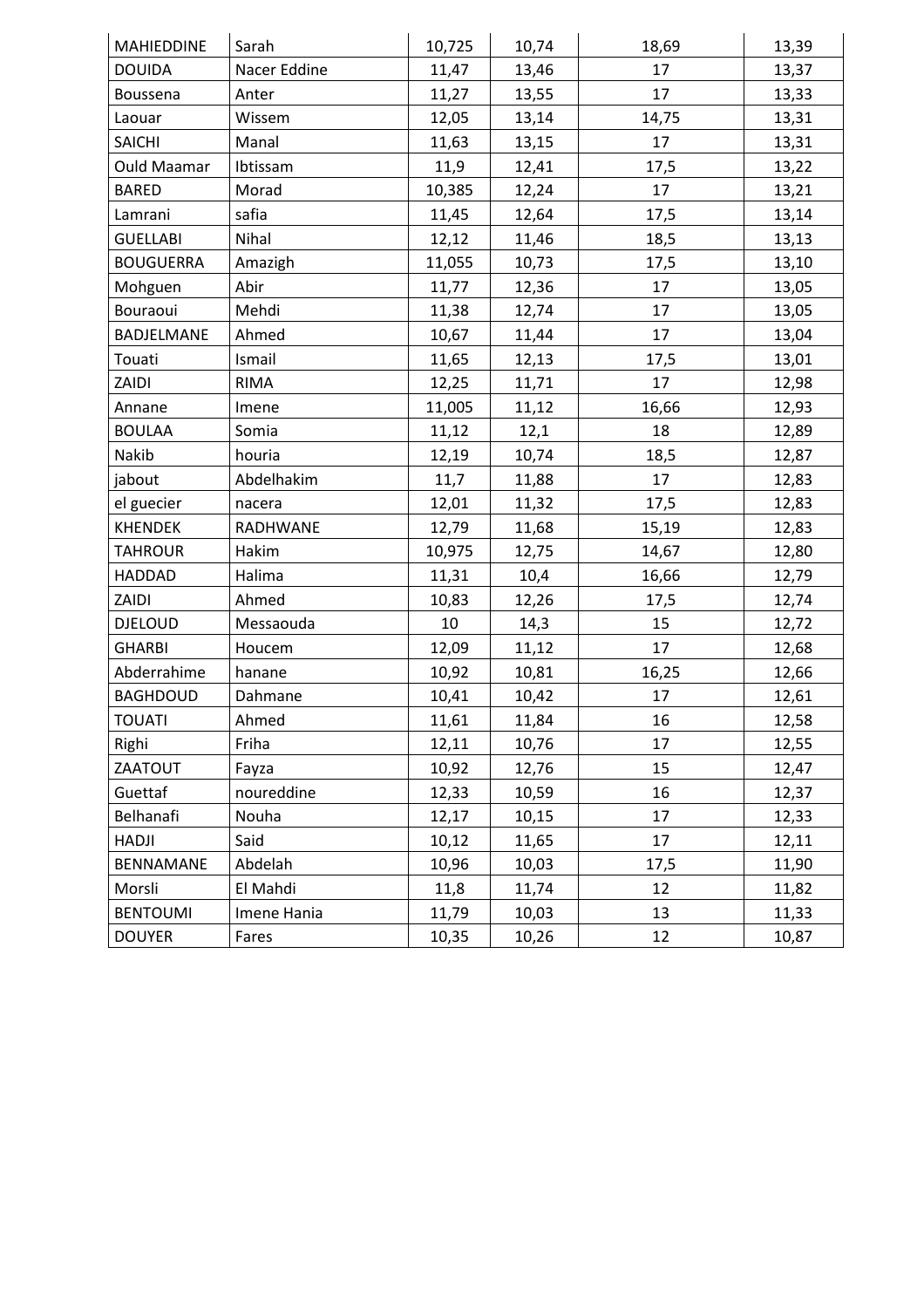| | | | | | |
|---|---|---|---|---|---|
| MAHIEDDINE | Sarah | 10,725 | 10,74 | 18,69 | 13,39 |
| DOUIDA | Nacer Eddine | 11,47 | 13,46 | 17 | 13,37 |
| Boussena | Anter | 11,27 | 13,55 | 17 | 13,33 |
| Laouar | Wissem | 12,05 | 13,14 | 14,75 | 13,31 |
| SAICHI | Manal | 11,63 | 13,15 | 17 | 13,31 |
| Ould Maamar | Ibtissam | 11,9 | 12,41 | 17,5 | 13,22 |
| BARED | Morad | 10,385 | 12,24 | 17 | 13,21 |
| Lamrani | safia | 11,45 | 12,64 | 17,5 | 13,14 |
| GUELLABI | Nihal | 12,12 | 11,46 | 18,5 | 13,13 |
| BOUGUERRA | Amazigh | 11,055 | 10,73 | 17,5 | 13,10 |
| Mohguen | Abir | 11,77 | 12,36 | 17 | 13,05 |
| Bouraoui | Mehdi | 11,38 | 12,74 | 17 | 13,05 |
| BADJELMANE | Ahmed | 10,67 | 11,44 | 17 | 13,04 |
| Touati | Ismail | 11,65 | 12,13 | 17,5 | 13,01 |
| ZAIDI | RIMA | 12,25 | 11,71 | 17 | 12,98 |
| Annane | Imene | 11,005 | 11,12 | 16,66 | 12,93 |
| BOULAA | Somia | 11,12 | 12,1 | 18 | 12,89 |
| Nakib | houria | 12,19 | 10,74 | 18,5 | 12,87 |
| jabout | Abdelhakim | 11,7 | 11,88 | 17 | 12,83 |
| el guecier | nacera | 12,01 | 11,32 | 17,5 | 12,83 |
| KHENDEK | RADHWANE | 12,79 | 11,68 | 15,19 | 12,83 |
| TAHROUR | Hakim | 10,975 | 12,75 | 14,67 | 12,80 |
| HADDAD | Halima | 11,31 | 10,4 | 16,66 | 12,79 |
| ZAIDI | Ahmed | 10,83 | 12,26 | 17,5 | 12,74 |
| DJELOUD | Messaouda | 10 | 14,3 | 15 | 12,72 |
| GHARBI | Houcem | 12,09 | 11,12 | 17 | 12,68 |
| Abderrahime | hanane | 10,92 | 10,81 | 16,25 | 12,66 |
| BAGHDOUD | Dahmane | 10,41 | 10,42 | 17 | 12,61 |
| TOUATI | Ahmed | 11,61 | 11,84 | 16 | 12,58 |
| Righi | Friha | 12,11 | 10,76 | 17 | 12,55 |
| ZAATOUT | Fayza | 10,92 | 12,76 | 15 | 12,47 |
| Guettaf | noureddine | 12,33 | 10,59 | 16 | 12,37 |
| Belhanafi | Nouha | 12,17 | 10,15 | 17 | 12,33 |
| HADJI | Said | 10,12 | 11,65 | 17 | 12,11 |
| BENNAMANE | Abdelah | 10,96 | 10,03 | 17,5 | 11,90 |
| Morsli | El Mahdi | 11,8 | 11,74 | 12 | 11,82 |
| BENTOUMI | Imene Hania | 11,79 | 10,03 | 13 | 11,33 |
| DOUYER | Fares | 10,35 | 10,26 | 12 | 10,87 |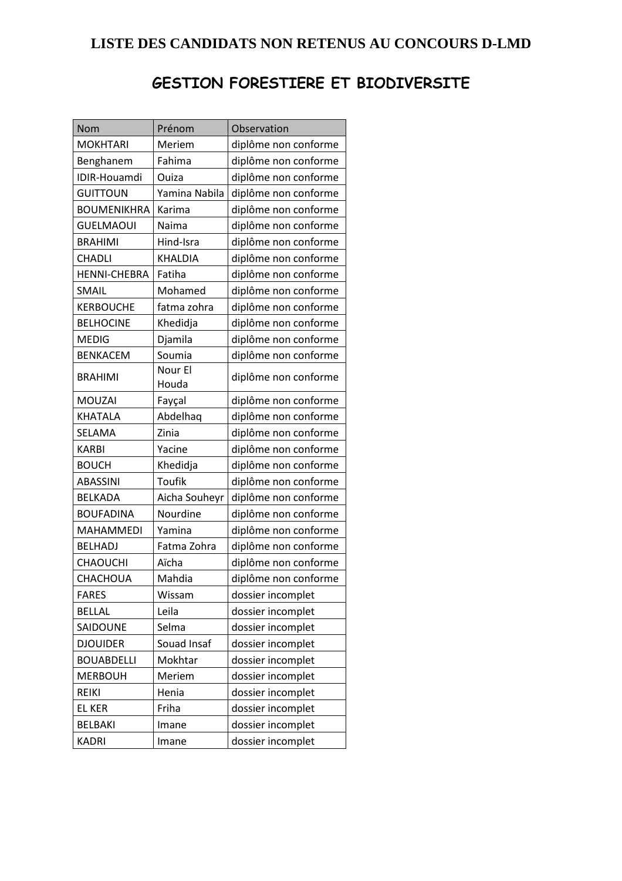# LISTE DES CANDIDATS NON RETENUS AU CONCOURS D-LMD

## GESTION FORESTIERE ET BIODIVERSITE

| Nom | Prénom | Observation |
|---|---|---|
| MOKHTARI | Meriem | diplôme non conforme |
| Benghanem | Fahima | diplôme non conforme |
| IDIR-Houamdi | Ouiza | diplôme non conforme |
| GUITTOUN | Yamina Nabila | diplôme non conforme |
| BOUMENIKHRA | Karima | diplôme non conforme |
| GUELMAOUI | Naima | diplôme non conforme |
| BRAHIMI | Hind-Isra | diplôme non conforme |
| CHADLI | KHALDIA | diplôme non conforme |
| HENNI-CHEBRA | Fatiha | diplôme non conforme |
| SMAIL | Mohamed | diplôme non conforme |
| KERBOUCHE | fatma zohra | diplôme non conforme |
| BELHOCINE | Khedidja | diplôme non conforme |
| MEDIG | Djamila | diplôme non conforme |
| BENKACEM | Soumia | diplôme non conforme |
| BRAHIMI | Nour El Houda | diplôme non conforme |
| MOUZAI | Fayçal | diplôme non conforme |
| KHATALA | Abdelhaq | diplôme non conforme |
| SELAMA | Zinia | diplôme non conforme |
| KARBI | Yacine | diplôme non conforme |
| BOUCH | Khedidja | diplôme non conforme |
| ABASSINI | Toufik | diplôme non conforme |
| BELKADA | Aicha Souheyr | diplôme non conforme |
| BOUFADINA | Nourdine | diplôme non conforme |
| MAHAMMEDI | Yamina | diplôme non conforme |
| BELHADJ | Fatma Zohra | diplôme non conforme |
| CHAOUCHI | Aïcha | diplôme non conforme |
| CHACHOUA | Mahdia | diplôme non conforme |
| FARES | Wissam | dossier incomplet |
| BELLAL | Leila | dossier incomplet |
| SAIDOUNE | Selma | dossier incomplet |
| DJOUIDER | Souad Insaf | dossier incomplet |
| BOUABDELLI | Mokhtar | dossier incomplet |
| MERBOUH | Meriem | dossier incomplet |
| REIKI | Henia | dossier incomplet |
| EL KER | Friha | dossier incomplet |
| BELBAKI | Imane | dossier incomplet |
| KADRI | Imane | dossier incomplet |